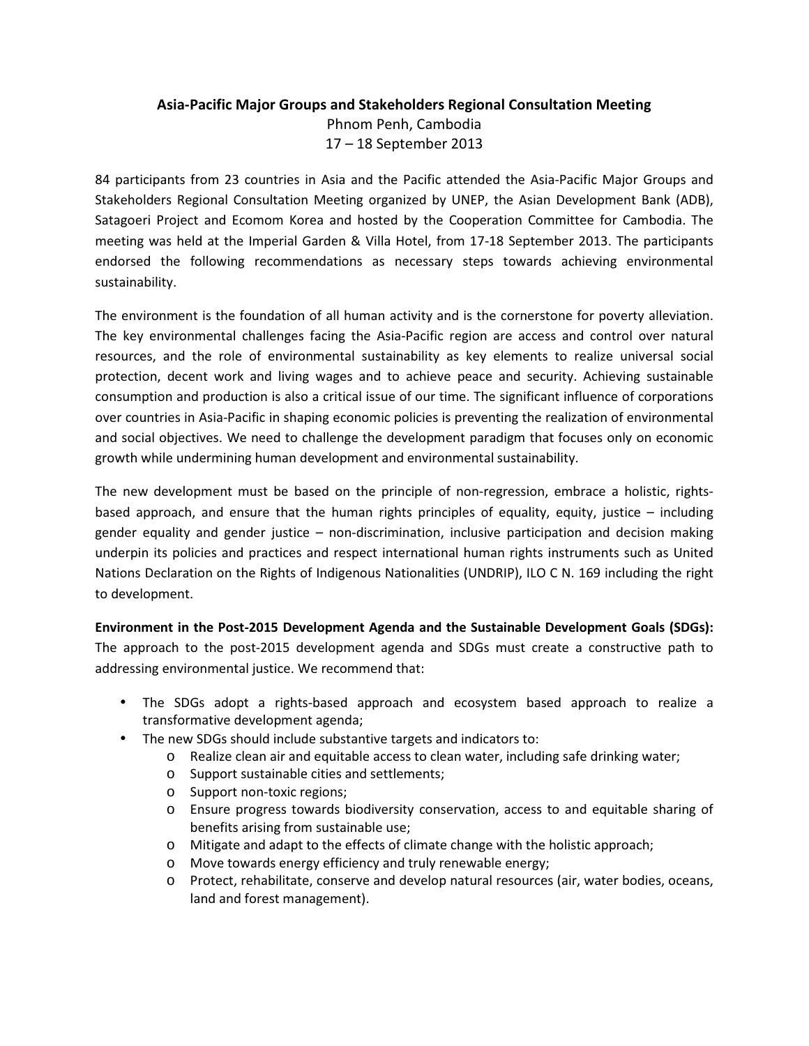**Asia-Pacific Major Groups and Stakeholders Regional Consultation Meeting**

Phnom Penh, Cambodia

17 – 18 September 2013

84 participants from 23 countries in Asia and the Pacific attended the Asia-Pacific Major Groups and Stakeholders Regional Consultation Meeting organized by UNEP, the Asian Development Bank (ADB), Satagoeri Project and Ecomom Korea and hosted by the Cooperation Committee for Cambodia. The meeting was held at the Imperial Garden & Villa Hotel, from 17-18 September 2013. The participants endorsed the following recommendations as necessary steps towards achieving environmental sustainability.

The environment is the foundation of all human activity and is the cornerstone for poverty alleviation. The key environmental challenges facing the Asia-Pacific region are access and control over natural resources, and the role of environmental sustainability as key elements to realize universal social protection, decent work and living wages and to achieve peace and security. Achieving sustainable consumption and production is also a critical issue of our time. The significant influence of corporations over countries in Asia-Pacific in shaping economic policies is preventing the realization of environmental and social objectives. We need to challenge the development paradigm that focuses only on economic growth while undermining human development and environmental sustainability.

The new development must be based on the principle of non-regression, embrace a holistic, rights-based approach, and ensure that the human rights principles of equality, equity, justice – including gender equality and gender justice – non-discrimination, inclusive participation and decision making underpin its policies and practices and respect international human rights instruments such as United Nations Declaration on the Rights of Indigenous Nationalities (UNDRIP), ILO C N. 169 including the right to development.

**Environment in the Post-2015 Development Agenda and the Sustainable Development Goals (SDGs):** The approach to the post-2015 development agenda and SDGs must create a constructive path to addressing environmental justice. We recommend that:

- The SDGs adopt a rights-based approach and ecosystem based approach to realize a transformative development agenda;
- The new SDGs should include substantive targets and indicators to:
  - Realize clean air and equitable access to clean water, including safe drinking water;
  - Support sustainable cities and settlements;
  - Support non-toxic regions;
  - Ensure progress towards biodiversity conservation, access to and equitable sharing of benefits arising from sustainable use;
  - Mitigate and adapt to the effects of climate change with the holistic approach;
  - Move towards energy efficiency and truly renewable energy;
  - Protect, rehabilitate, conserve and develop natural resources (air, water bodies, oceans, land and forest management).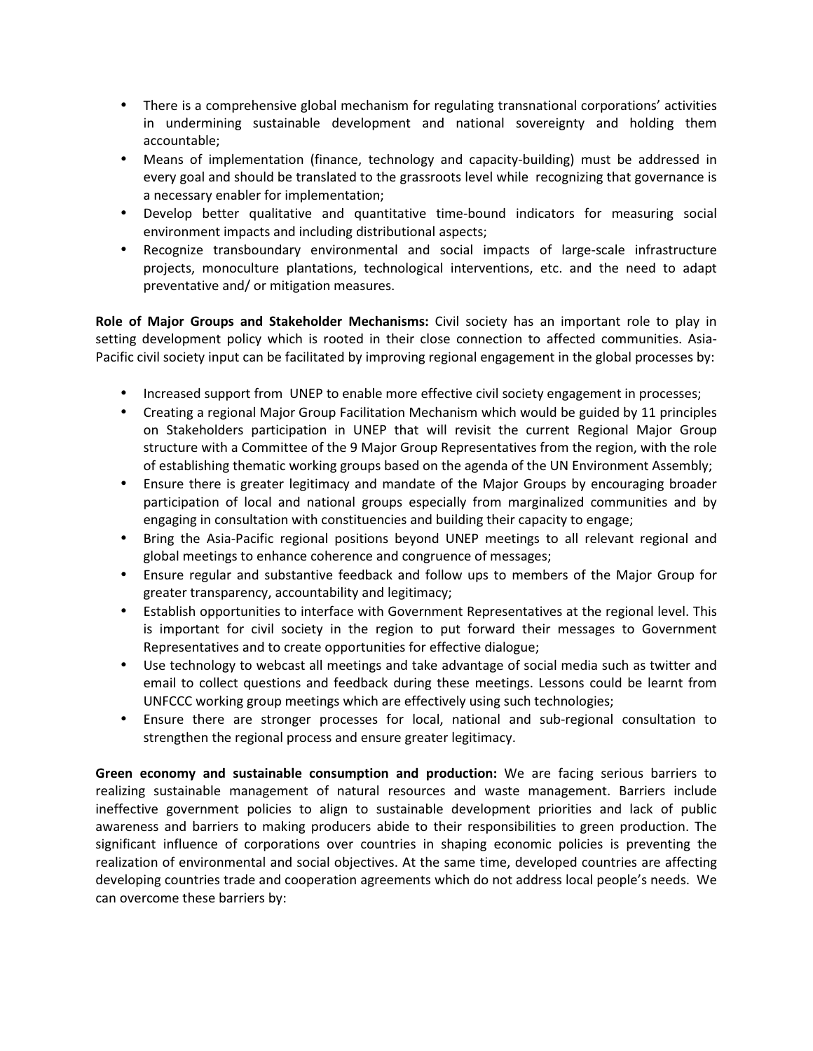- There is a comprehensive global mechanism for regulating transnational corporations' activities in undermining sustainable development and national sovereignty and holding them accountable;
- Means of implementation (finance, technology and capacity-building) must be addressed in every goal and should be translated to the grassroots level while recognizing that governance is a necessary enabler for implementation;
- Develop better qualitative and quantitative time-bound indicators for measuring social environment impacts and including distributional aspects;
- Recognize transboundary environmental and social impacts of large-scale infrastructure projects, monoculture plantations, technological interventions, etc. and the need to adapt preventative and/ or mitigation measures.

**Role of Major Groups and Stakeholder Mechanisms:** Civil society has an important role to play in setting development policy which is rooted in their close connection to affected communities. Asia-Pacific civil society input can be facilitated by improving regional engagement in the global processes by:

- Increased support from UNEP to enable more effective civil society engagement in processes;
- Creating a regional Major Group Facilitation Mechanism which would be guided by 11 principles on Stakeholders participation in UNEP that will revisit the current Regional Major Group structure with a Committee of the 9 Major Group Representatives from the region, with the role of establishing thematic working groups based on the agenda of the UN Environment Assembly;
- Ensure there is greater legitimacy and mandate of the Major Groups by encouraging broader participation of local and national groups especially from marginalized communities and by engaging in consultation with constituencies and building their capacity to engage;
- Bring the Asia-Pacific regional positions beyond UNEP meetings to all relevant regional and global meetings to enhance coherence and congruence of messages;
- Ensure regular and substantive feedback and follow ups to members of the Major Group for greater transparency, accountability and legitimacy;
- Establish opportunities to interface with Government Representatives at the regional level. This is important for civil society in the region to put forward their messages to Government Representatives and to create opportunities for effective dialogue;
- Use technology to webcast all meetings and take advantage of social media such as twitter and email to collect questions and feedback during these meetings. Lessons could be learnt from UNFCCC working group meetings which are effectively using such technologies;
- Ensure there are stronger processes for local, national and sub-regional consultation to strengthen the regional process and ensure greater legitimacy.

**Green economy and sustainable consumption and production:** We are facing serious barriers to realizing sustainable management of natural resources and waste management. Barriers include ineffective government policies to align to sustainable development priorities and lack of public awareness and barriers to making producers abide to their responsibilities to green production. The significant influence of corporations over countries in shaping economic policies is preventing the realization of environmental and social objectives. At the same time, developed countries are affecting developing countries trade and cooperation agreements which do not address local people's needs. We can overcome these barriers by: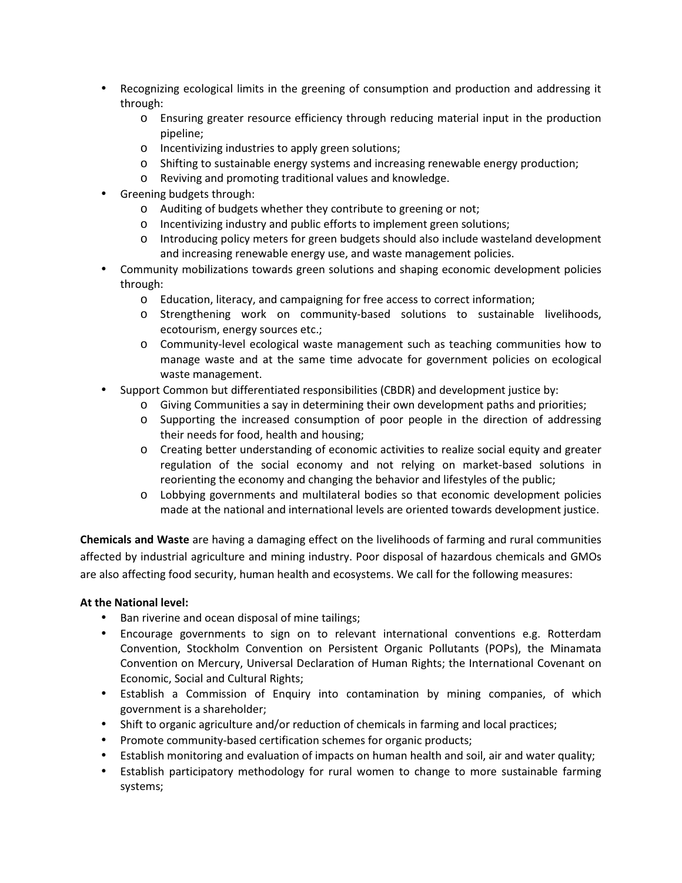- Recognizing ecological limits in the greening of consumption and production and addressing it through:
    - Ensuring greater resource efficiency through reducing material input in the production pipeline;
    - Incentivizing industries to apply green solutions;
    - Shifting to sustainable energy systems and increasing renewable energy production;
    - Reviving and promoting traditional values and knowledge.
- Greening budgets through:
    - Auditing of budgets whether they contribute to greening or not;
    - Incentivizing industry and public efforts to implement green solutions;
    - Introducing policy meters for green budgets should also include wasteland development and increasing renewable energy use, and waste management policies.
- Community mobilizations towards green solutions and shaping economic development policies through:
    - Education, literacy, and campaigning for free access to correct information;
    - Strengthening work on community-based solutions to sustainable livelihoods, ecotourism, energy sources etc.;
    - Community-level ecological waste management such as teaching communities how to manage waste and at the same time advocate for government policies on ecological waste management.
- Support Common but differentiated responsibilities (CBDR) and development justice by:
    - Giving Communities a say in determining their own development paths and priorities;
    - Supporting the increased consumption of poor people in the direction of addressing their needs for food, health and housing;
    - Creating better understanding of economic activities to realize social equity and greater regulation of the social economy and not relying on market-based solutions in reorienting the economy and changing the behavior and lifestyles of the public;
    - Lobbying governments and multilateral bodies so that economic development policies made at the national and international levels are oriented towards development justice.

**Chemicals and Waste** are having a damaging effect on the livelihoods of farming and rural communities affected by industrial agriculture and mining industry. Poor disposal of hazardous chemicals and GMOs are also affecting food security, human health and ecosystems. We call for the following measures:

**At the National level:**

- Ban riverine and ocean disposal of mine tailings;
- Encourage governments to sign on to relevant international conventions e.g. Rotterdam Convention, Stockholm Convention on Persistent Organic Pollutants (POPs), the Minamata Convention on Mercury, Universal Declaration of Human Rights; the International Covenant on Economic, Social and Cultural Rights;
- Establish a Commission of Enquiry into contamination by mining companies, of which government is a shareholder;
- Shift to organic agriculture and/or reduction of chemicals in farming and local practices;
- Promote community-based certification schemes for organic products;
- Establish monitoring and evaluation of impacts on human health and soil, air and water quality;
- Establish participatory methodology for rural women to change to more sustainable farming systems;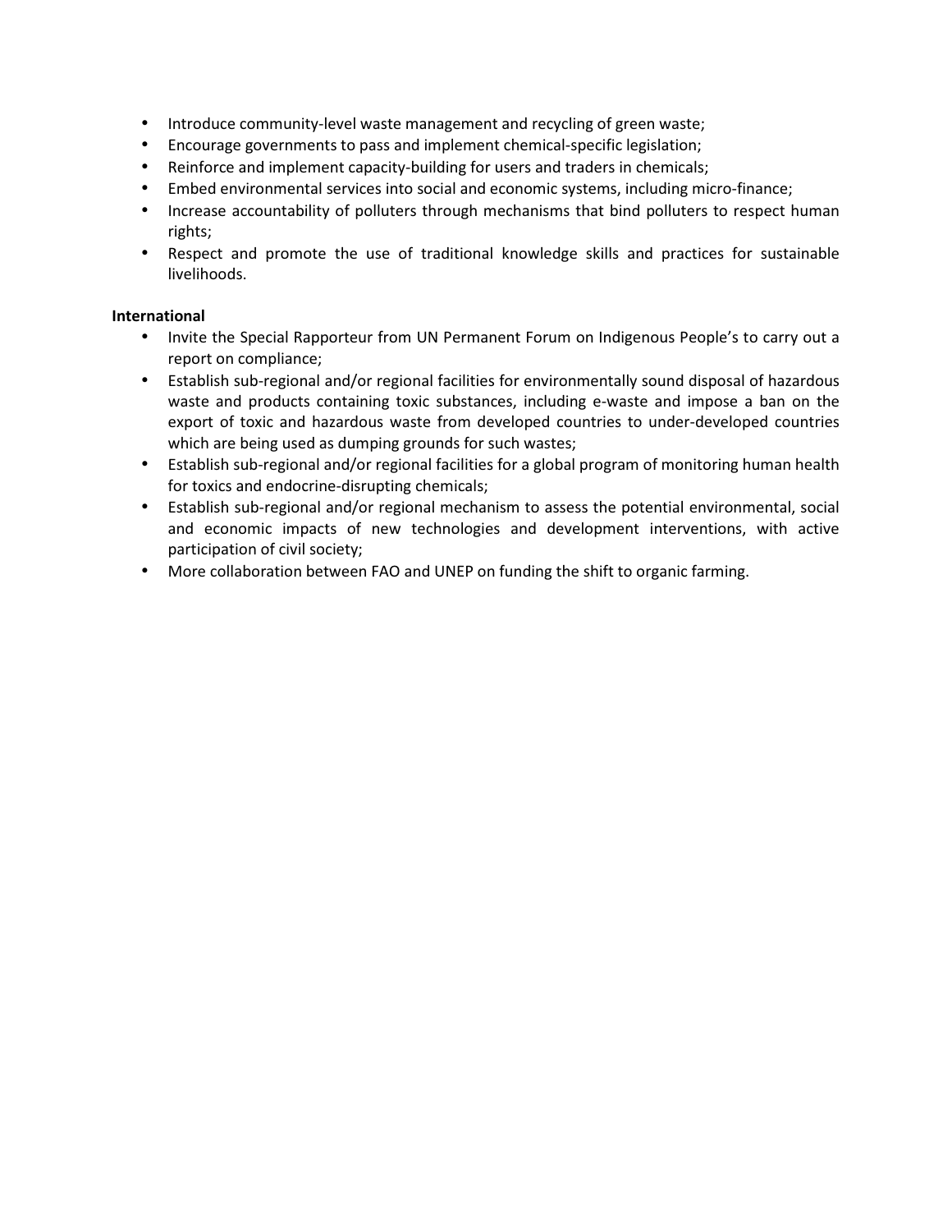- Introduce community-level waste management and recycling of green waste;
- Encourage governments to pass and implement chemical-specific legislation;
- Reinforce and implement capacity-building for users and traders in chemicals;
- Embed environmental services into social and economic systems, including micro-finance;
- Increase accountability of polluters through mechanisms that bind polluters to respect human rights;
- Respect and promote the use of traditional knowledge skills and practices for sustainable livelihoods.

**International**

- Invite the Special Rapporteur from UN Permanent Forum on Indigenous People's to carry out a report on compliance;
- Establish sub-regional and/or regional facilities for environmentally sound disposal of hazardous waste and products containing toxic substances, including e-waste and impose a ban on the export of toxic and hazardous waste from developed countries to under-developed countries which are being used as dumping grounds for such wastes;
- Establish sub-regional and/or regional facilities for a global program of monitoring human health for toxics and endocrine-disrupting chemicals;
- Establish sub-regional and/or regional mechanism to assess the potential environmental, social and economic impacts of new technologies and development interventions, with active participation of civil society;
- More collaboration between FAO and UNEP on funding the shift to organic farming.